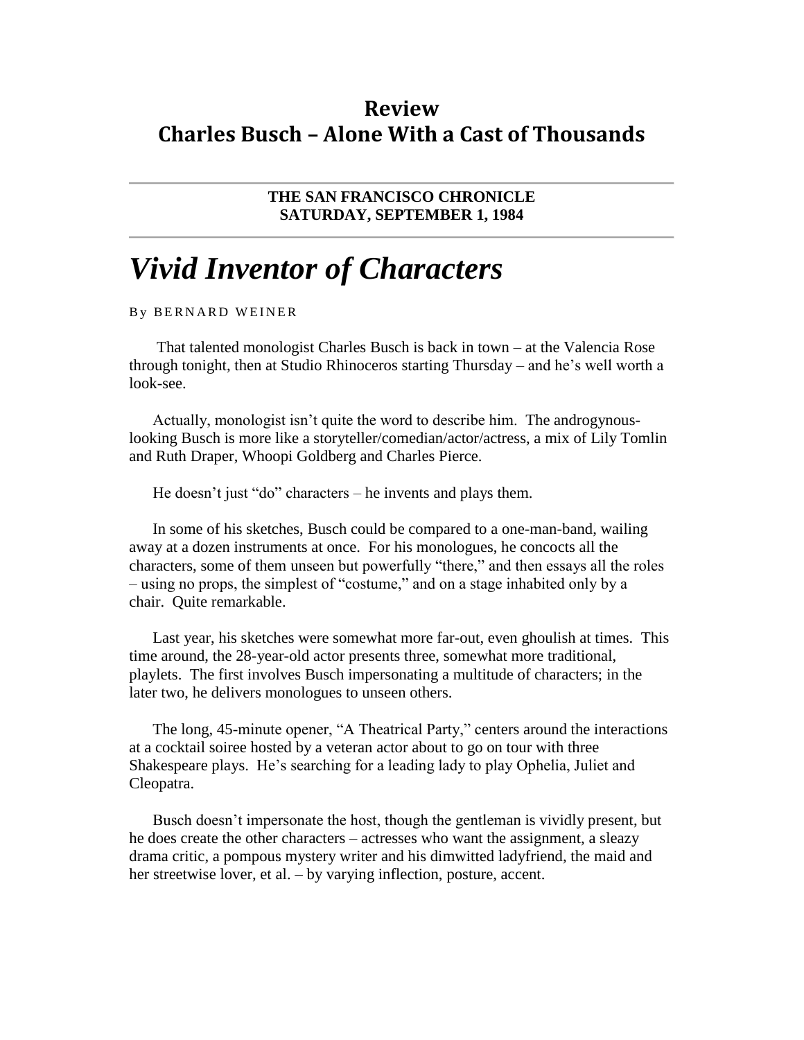## Review
## Charles Busch – Alone With a Cast of Thousands

**THE SAN FRANCISCO CHRONICLE**
**SATURDAY, SEPTEMBER 1, 1984**

# *Vivid Inventor of Characters*

By BERNARD WEINER

That talented monologist Charles Busch is back in town – at the Valencia Rose through tonight, then at Studio Rhinoceros starting Thursday – and he's well worth a look-see.

Actually, monologist isn't quite the word to describe him. The androgynous-looking Busch is more like a storyteller/comedian/actor/actress, a mix of Lily Tomlin and Ruth Draper, Whoopi Goldberg and Charles Pierce.

He doesn't just "do" characters – he invents and plays them.

In some of his sketches, Busch could be compared to a one-man-band, wailing away at a dozen instruments at once. For his monologues, he concocts all the characters, some of them unseen but powerfully "there," and then essays all the roles – using no props, the simplest of "costume," and on a stage inhabited only by a chair. Quite remarkable.

Last year, his sketches were somewhat more far-out, even ghoulish at times. This time around, the 28-year-old actor presents three, somewhat more traditional, playlets. The first involves Busch impersonating a multitude of characters; in the later two, he delivers monologues to unseen others.

The long, 45-minute opener, "A Theatrical Party," centers around the interactions at a cocktail soiree hosted by a veteran actor about to go on tour with three Shakespeare plays. He's searching for a leading lady to play Ophelia, Juliet and Cleopatra.

Busch doesn't impersonate the host, though the gentleman is vividly present, but he does create the other characters – actresses who want the assignment, a sleazy drama critic, a pompous mystery writer and his dimwitted ladyfriend, the maid and her streetwise lover, et al. – by varying inflection, posture, accent.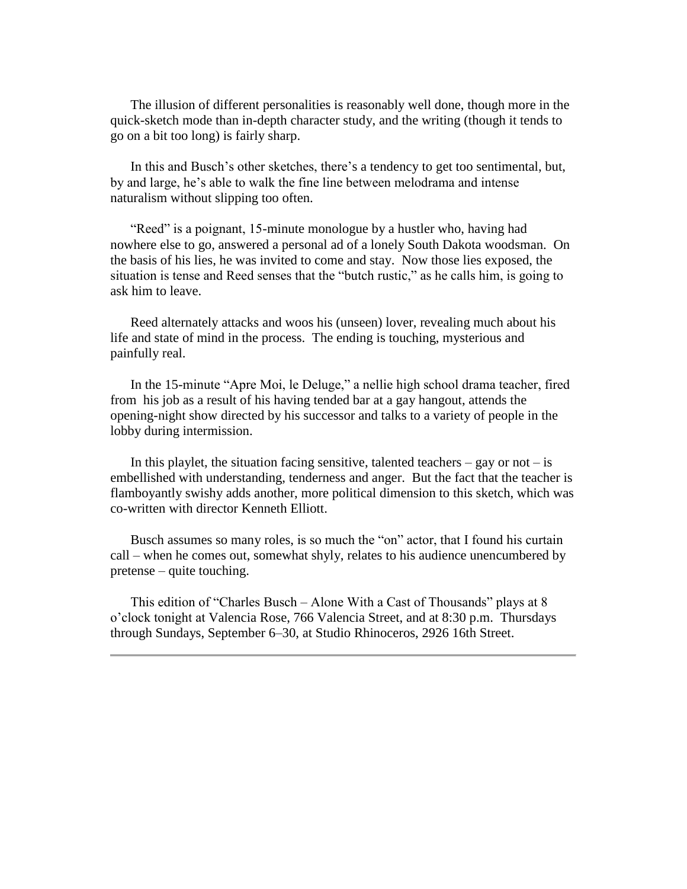The illusion of different personalities is reasonably well done, though more in the quick-sketch mode than in-depth character study, and the writing (though it tends to go on a bit too long) is fairly sharp.

In this and Busch's other sketches, there's a tendency to get too sentimental, but, by and large, he's able to walk the fine line between melodrama and intense naturalism without slipping too often.

"Reed" is a poignant, 15-minute monologue by a hustler who, having had nowhere else to go, answered a personal ad of a lonely South Dakota woodsman. On the basis of his lies, he was invited to come and stay. Now those lies exposed, the situation is tense and Reed senses that the "butch rustic," as he calls him, is going to ask him to leave.

Reed alternately attacks and woos his (unseen) lover, revealing much about his life and state of mind in the process. The ending is touching, mysterious and painfully real.

In the 15-minute "Apre Moi, le Deluge," a nellie high school drama teacher, fired from his job as a result of his having tended bar at a gay hangout, attends the opening-night show directed by his successor and talks to a variety of people in the lobby during intermission.

In this playlet, the situation facing sensitive, talented teachers – gay or not – is embellished with understanding, tenderness and anger. But the fact that the teacher is flamboyantly swishy adds another, more political dimension to this sketch, which was co-written with director Kenneth Elliott.

Busch assumes so many roles, is so much the "on" actor, that I found his curtain call – when he comes out, somewhat shyly, relates to his audience unencumbered by pretense – quite touching.

This edition of "Charles Busch – Alone With a Cast of Thousands" plays at 8 o'clock tonight at Valencia Rose, 766 Valencia Street, and at 8:30 p.m. Thursdays through Sundays, September 6–30, at Studio Rhinoceros, 2926 16th Street.

---